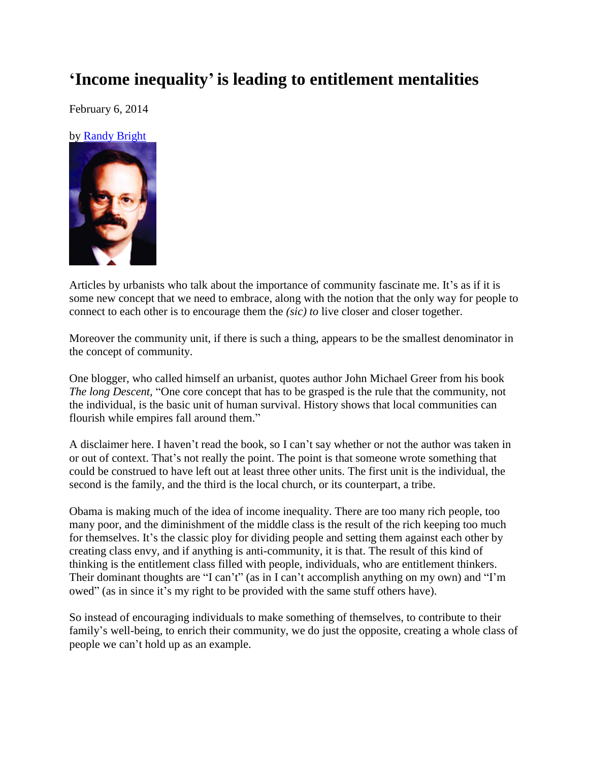# 'Income inequality' is leading to entitlement mentalities

February 6, 2014

by Randy Bright

Articles by urbanists who talk about the importance of community fascinate me. It's as if it is some new concept that we need to embrace, along with the notion that the only way for people to connect to each other is to encourage them the *(sic) to* live closer and closer together.

Moreover the community unit, if there is such a thing, appears to be the smallest denominator in the concept of community.

One blogger, who called himself an urbanist, quotes author John Michael Greer from his book *The long Descent,* "One core concept that has to be grasped is the rule that the community, not the individual, is the basic unit of human survival. History shows that local communities can flourish while empires fall around them."

A disclaimer here. I haven't read the book, so I can't say whether or not the author was taken in or out of context. That's not really the point. The point is that someone wrote something that could be construed to have left out at least three other units. The first unit is the individual, the second is the family, and the third is the local church, or its counterpart, a tribe.

Obama is making much of the idea of income inequality. There are too many rich people, too many poor, and the diminishment of the middle class is the result of the rich keeping too much for themselves. It's the classic ploy for dividing people and setting them against each other by creating class envy, and if anything is anti-community, it is that. The result of this kind of thinking is the entitlement class filled with people, individuals, who are entitlement thinkers. Their dominant thoughts are "I can't" (as in I can't accomplish anything on my own) and "I'm owed" (as in since it's my right to be provided with the same stuff others have).

So instead of encouraging individuals to make something of themselves, to contribute to their family's well-being, to enrich their community, we do just the opposite, creating a whole class of people we can't hold up as an example.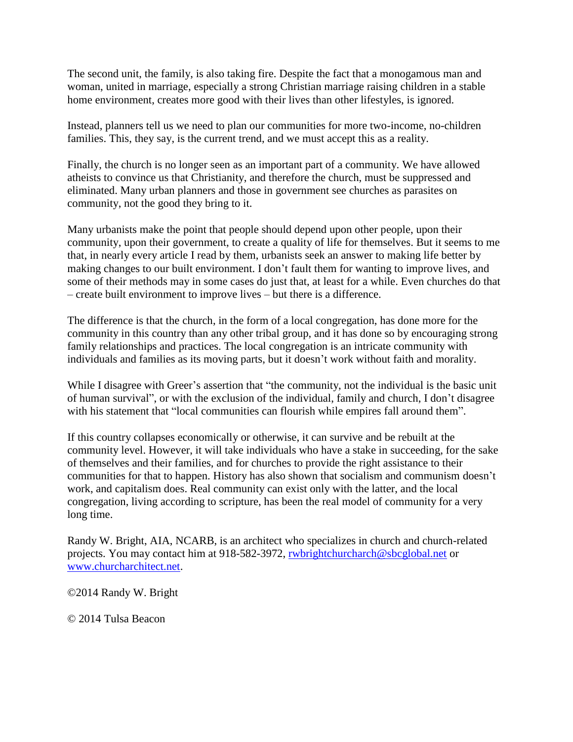The second unit, the family, is also taking fire. Despite the fact that a monogamous man and woman, united in marriage, especially a strong Christian marriage raising children in a stable home environment, creates more good with their lives than other lifestyles, is ignored.

Instead, planners tell us we need to plan our communities for more two-income, no-children families. This, they say, is the current trend, and we must accept this as a reality.

Finally, the church is no longer seen as an important part of a community. We have allowed atheists to convince us that Christianity, and therefore the church, must be suppressed and eliminated. Many urban planners and those in government see churches as parasites on community, not the good they bring to it.

Many urbanists make the point that people should depend upon other people, upon their community, upon their government, to create a quality of life for themselves. But it seems to me that, in nearly every article I read by them, urbanists seek an answer to making life better by making changes to our built environment. I don't fault them for wanting to improve lives, and some of their methods may in some cases do just that, at least for a while. Even churches do that – create built environment to improve lives – but there is a difference.

The difference is that the church, in the form of a local congregation, has done more for the community in this country than any other tribal group, and it has done so by encouraging strong family relationships and practices. The local congregation is an intricate community with individuals and families as its moving parts, but it doesn't work without faith and morality.

While I disagree with Greer's assertion that "the community, not the individual is the basic unit of human survival", or with the exclusion of the individual, family and church, I don't disagree with his statement that "local communities can flourish while empires fall around them".

If this country collapses economically or otherwise, it can survive and be rebuilt at the community level. However, it will take individuals who have a stake in succeeding, for the sake of themselves and their families, and for churches to provide the right assistance to their communities for that to happen. History has also shown that socialism and communism doesn't work, and capitalism does. Real community can exist only with the latter, and the local congregation, living according to scripture, has been the real model of community for a very long time.

Randy W. Bright, AIA, NCARB, is an architect who specializes in church and church-related projects. You may contact him at 918-582-3972, rwbrightchurcharch@sbcglobal.net or www.churcharchitect.net.

©2014 Randy W. Bright

© 2014 Tulsa Beacon